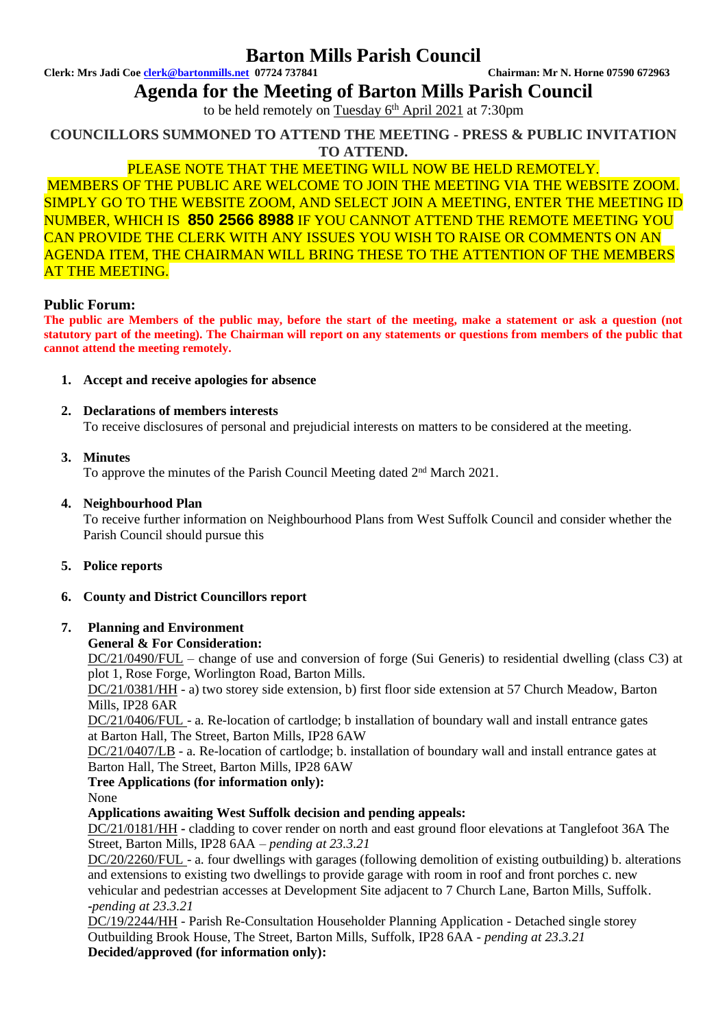# Barton Mills Parish Council

**Clerk: Mrs Jadi Coe clerk@bartonmills.net 07724 737841** **Chairman: Mr N. Horne 07590 672963**

## Agenda for the Meeting of Barton Mills Parish Council

to be held remotely on Tuesday 6th April 2021 at 7:30pm

**COUNCILLORS SUMMONED TO ATTEND THE MEETING - PRESS & PUBLIC INVITATION TO ATTEND.**

PLEASE NOTE THAT THE MEETING WILL NOW BE HELD REMOTELY.

MEMBERS OF THE PUBLIC ARE WELCOME TO JOIN THE MEETING VIA THE WEBSITE ZOOM. SIMPLY GO TO THE WEBSITE ZOOM, AND SELECT JOIN A MEETING, ENTER THE MEETING ID NUMBER, WHICH IS **850 2566 8988** IF YOU CANNOT ATTEND THE REMOTE MEETING YOU CAN PROVIDE THE CLERK WITH ANY ISSUES YOU WISH TO RAISE OR COMMENTS ON AN AGENDA ITEM, THE CHAIRMAN WILL BRING THESE TO THE ATTENTION OF THE MEMBERS AT THE MEETING.

### Public Forum:

**The public are Members of the public may, before the start of the meeting, make a statement or ask a question (not statutory part of the meeting). The Chairman will report on any statements or questions from members of the public that cannot attend the meeting remotely.**

1. **Accept and receive apologies for absence**

2. **Declarations of members interests**
   To receive disclosures of personal and prejudicial interests on matters to be considered at the meeting.

3. **Minutes**
   To approve the minutes of the Parish Council Meeting dated 2nd March 2021.

4. **Neighbourhood Plan**
   To receive further information on Neighbourhood Plans from West Suffolk Council and consider whether the Parish Council should pursue this

5. **Police reports**

6. **County and District Councillors report**

7. **Planning and Environment**
   **General & For Consideration:**
   DC/21/0490/FUL – change of use and conversion of forge (Sui Generis) to residential dwelling (class C3) at plot 1, Rose Forge, Worlington Road, Barton Mills.
   DC/21/0381/HH - a) two storey side extension, b) first floor side extension at 57 Church Meadow, Barton Mills, IP28 6AR
   DC/21/0406/FUL - a. Re-location of cartlodge; b installation of boundary wall and install entrance gates at Barton Hall, The Street, Barton Mills, IP28 6AW
   DC/21/0407/LB - a. Re-location of cartlodge; b. installation of boundary wall and install entrance gates at Barton Hall, The Street, Barton Mills, IP28 6AW
   **Tree Applications (for information only):**
   None
   **Applications awaiting West Suffolk decision and pending appeals:**
   DC/21/0181/HH - cladding to cover render on north and east ground floor elevations at Tanglefoot 36A The Street, Barton Mills, IP28 6AA – *pending at 23.3.21*
   DC/20/2260/FUL - a. four dwellings with garages (following demolition of existing outbuilding) b. alterations and extensions to existing two dwellings to provide garage with room in roof and front porches c. new vehicular and pedestrian accesses at Development Site adjacent to 7 Church Lane, Barton Mills, Suffolk. -*pending at 23.3.21*
   DC/19/2244/HH - Parish Re-Consultation Householder Planning Application - Detached single storey Outbuilding Brook House, The Street, Barton Mills, Suffolk, IP28 6AA - *pending at 23.3.21*
   **Decided/approved (for information only):**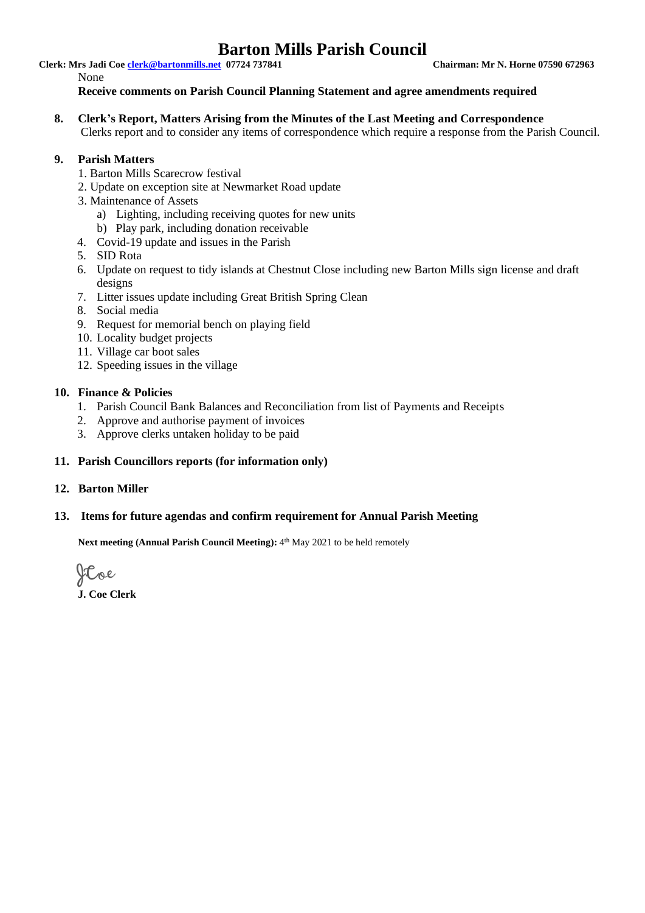None

**Receive comments on Parish Council Planning Statement and agree amendments required**

**8. Clerk's Report, Matters Arising from the Minutes of the Last Meeting and Correspondence**

Clerks report and to consider any items of correspondence which require a response from the Parish Council.

**9. Parish Matters**

1. Barton Mills Scarecrow festival
2. Update on exception site at Newmarket Road update
3. Maintenance of Assets
   a) Lighting, including receiving quotes for new units
   b) Play park, including donation receivable
4. Covid-19 update and issues in the Parish
5. SID Rota
6. Update on request to tidy islands at Chestnut Close including new Barton Mills sign license and draft designs
7. Litter issues update including Great British Spring Clean
8. Social media
9. Request for memorial bench on playing field
10. Locality budget projects
11. Village car boot sales
12. Speeding issues in the village

**10. Finance & Policies**

1. Parish Council Bank Balances and Reconciliation from list of Payments and Receipts
2. Approve and authorise payment of invoices
3. Approve clerks untaken holiday to be paid

**11. Parish Councillors reports (for information only)**

**12. Barton Miller**

**13. Items for future agendas and confirm requirement for Annual Parish Meeting**

**Next meeting (Annual Parish Council Meeting):** 4th May 2021 to be held remotely

JCoe

**J. Coe Clerk**